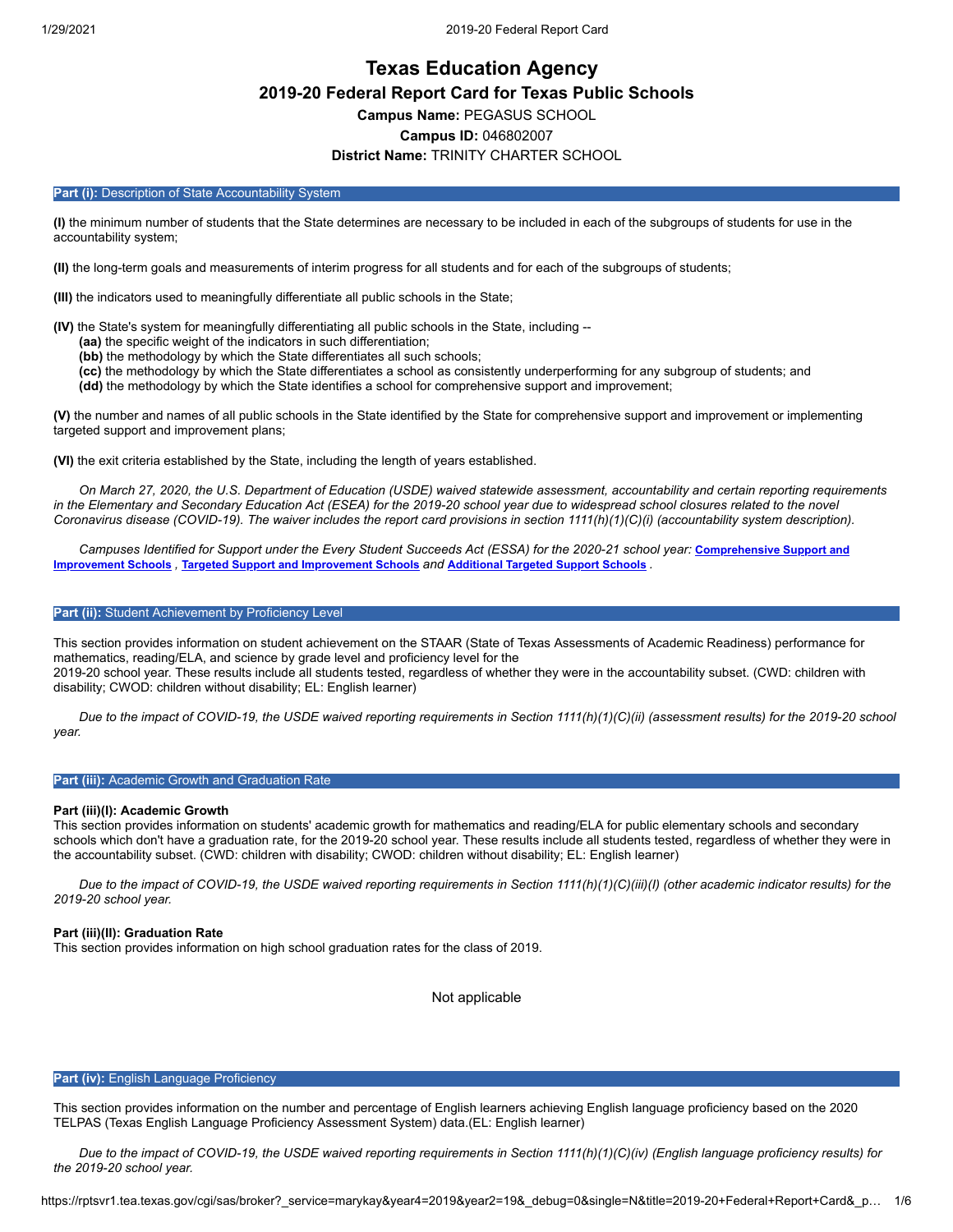# Texas Education Agency

## 2019-20 Federal Report Card for Texas Public Schools

**Campus Name:** PEGASUS SCHOOL

**Campus ID:** 046802007

**District Name:** TRINITY CHARTER SCHOOL

### Part (i): Description of State Accountability System

**(I)** the minimum number of students that the State determines are necessary to be included in each of the subgroups of students for use in the accountability system;

**(II)** the long-term goals and measurements of interim progress for all students and for each of the subgroups of students;

**(III)** the indicators used to meaningfully differentiate all public schools in the State;

**(IV)** the State's system for meaningfully differentiating all public schools in the State, including --
- **(aa)** the specific weight of the indicators in such differentiation;
- **(bb)** the methodology by which the State differentiates all such schools;
- **(cc)** the methodology by which the State differentiates a school as consistently underperforming for any subgroup of students; and
- **(dd)** the methodology by which the State identifies a school for comprehensive support and improvement;

**(V)** the number and names of all public schools in the State identified by the State for comprehensive support and improvement or implementing targeted support and improvement plans;

**(VI)** the exit criteria established by the State, including the length of years established.

*On March 27, 2020, the U.S. Department of Education (USDE) waived statewide assessment, accountability and certain reporting requirements in the Elementary and Secondary Education Act (ESEA) for the 2019-20 school year due to widespread school closures related to the novel Coronavirus disease (COVID-19). The waiver includes the report card provisions in section 1111(h)(1)(C)(i) (accountability system description).*

*Campuses Identified for Support under the Every Student Succeeds Act (ESSA) for the 2020-21 school year:* **Comprehensive Support and Improvement Schools** *,* **Targeted Support and Improvement Schools** *and* **Additional Targeted Support Schools** .

### Part (ii): Student Achievement by Proficiency Level

This section provides information on student achievement on the STAAR (State of Texas Assessments of Academic Readiness) performance for mathematics, reading/ELA, and science by grade level and proficiency level for the 2019-20 school year. These results include all students tested, regardless of whether they were in the accountability subset. (CWD: children with disability; CWOD: children without disability; EL: English learner)

*Due to the impact of COVID-19, the USDE waived reporting requirements in Section 1111(h)(1)(C)(ii) (assessment results) for the 2019-20 school year.*

### Part (iii): Academic Growth and Graduation Rate

#### Part (iii)(I): Academic Growth

This section provides information on students' academic growth for mathematics and reading/ELA for public elementary schools and secondary schools which don't have a graduation rate, for the 2019-20 school year. These results include all students tested, regardless of whether they were in the accountability subset. (CWD: children with disability; CWOD: children without disability; EL: English learner)

*Due to the impact of COVID-19, the USDE waived reporting requirements in Section 1111(h)(1)(C)(iii)(I) (other academic indicator results) for the 2019-20 school year.*

#### Part (iii)(II): Graduation Rate

This section provides information on high school graduation rates for the class of 2019.

Not applicable

### Part (iv): English Language Proficiency

This section provides information on the number and percentage of English learners achieving English language proficiency based on the 2020 TELPAS (Texas English Language Proficiency Assessment System) data.(EL: English learner)

*Due to the impact of COVID-19, the USDE waived reporting requirements in Section 1111(h)(1)(C)(iv) (English language proficiency results) for the 2019-20 school year.*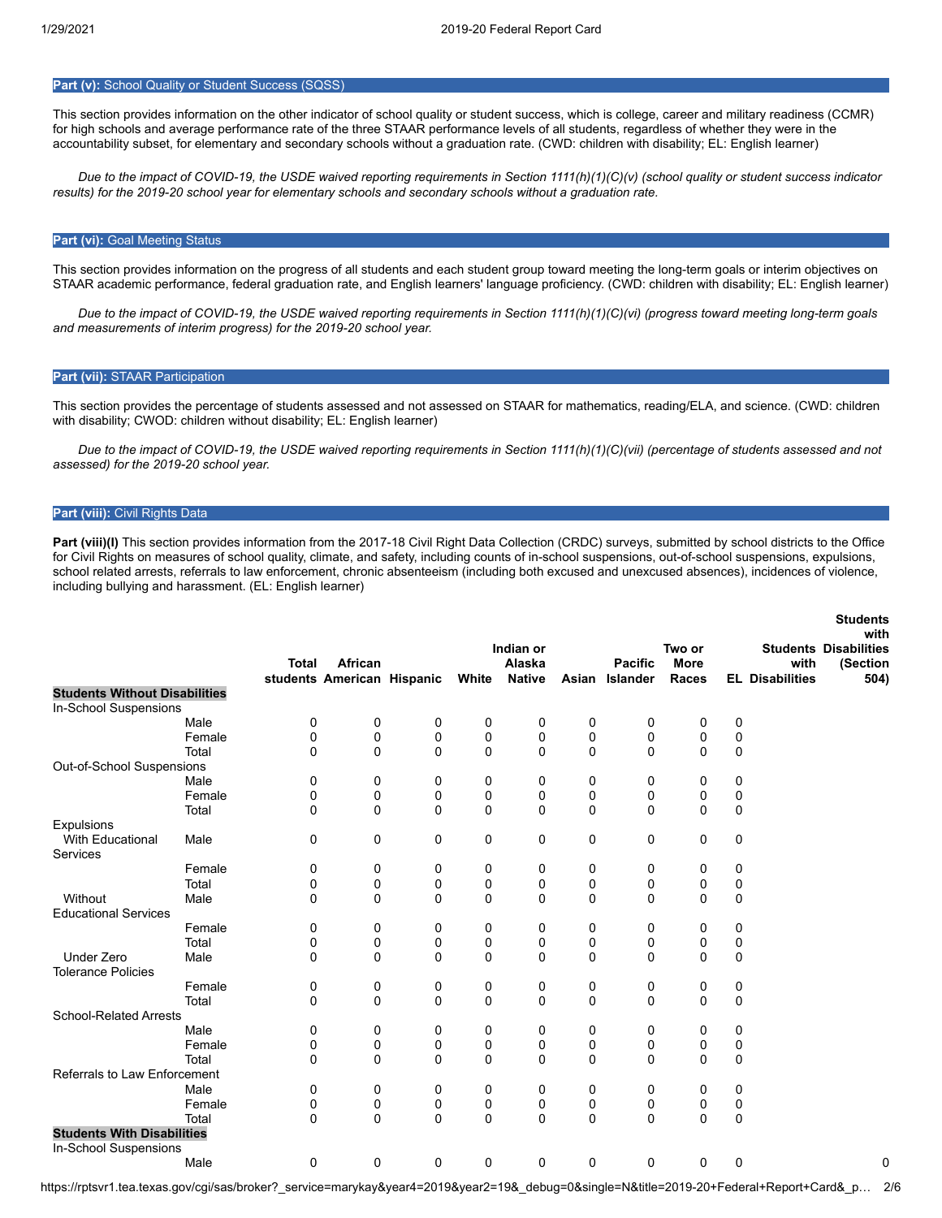### **Part (v):** School Quality or Student Success (SQSS)

This section provides information on the other indicator of school quality or student success, which is college, career and military readiness (CCMR) for high schools and average performance rate of the three STAAR performance levels of all students, regardless of whether they were in the accountability subset, for elementary and secondary schools without a graduation rate. (CWD: children with disability; EL: English learner)

*Due to the impact of COVID-19, the USDE waived reporting requirements in Section 1111(h)(1)(C)(v) (school quality or student success indicator results) for the 2019-20 school year for elementary schools and secondary schools without a graduation rate.*

### **Part (vi):** Goal Meeting Status

This section provides information on the progress of all students and each student group toward meeting the long-term goals or interim objectives on STAAR academic performance, federal graduation rate, and English learners' language proficiency. (CWD: children with disability; EL: English learner)

*Due to the impact of COVID-19, the USDE waived reporting requirements in Section 1111(h)(1)(C)(vi) (progress toward meeting long-term goals and measurements of interim progress) for the 2019-20 school year.*

### **Part (vii):** STAAR Participation

This section provides the percentage of students assessed and not assessed on STAAR for mathematics, reading/ELA, and science. (CWD: children with disability; CWOD: children without disability; EL: English learner)

*Due to the impact of COVID-19, the USDE waived reporting requirements in Section 1111(h)(1)(C)(vii) (percentage of students assessed and not assessed) for the 2019-20 school year.*

### **Part (viii):** Civil Rights Data

**Part (viii)(I)** This section provides information from the 2017-18 Civil Right Data Collection (CRDC) surveys, submitted by school districts to the Office for Civil Rights on measures of school quality, climate, and safety, including counts of in-school suspensions, out-of-school suspensions, expulsions, school related arrests, referrals to law enforcement, chronic absenteeism (including both excused and unexcused absences), incidences of violence, including bullying and harassment. (EL: English learner)

| | | Total students | African American | Hispanic | White | Indian or Alaska Native | Asian | Pacific Islander | Two or More Races | EL | Students with Disabilities | Students with Disabilities (Section 504) |
|---|---|---|---|---|---|---|---|---|---|---|---|---|
| **Students Without Disabilities** | | | | | | | | | | | | |
| In-School Suspensions | | | | | | | | | | | | |
| | Male | 0 | 0 | 0 | 0 | 0 | 0 | 0 | 0 | 0 | | |
| | Female | 0 | 0 | 0 | 0 | 0 | 0 | 0 | 0 | 0 | | |
| | Total | 0 | 0 | 0 | 0 | 0 | 0 | 0 | 0 | 0 | | |
| Out-of-School Suspensions | | | | | | | | | | | | |
| | Male | 0 | 0 | 0 | 0 | 0 | 0 | 0 | 0 | 0 | | |
| | Female | 0 | 0 | 0 | 0 | 0 | 0 | 0 | 0 | 0 | | |
| | Total | 0 | 0 | 0 | 0 | 0 | 0 | 0 | 0 | 0 | | |
| Expulsions | | | | | | | | | | | | |
| With Educational Services | Male | 0 | 0 | 0 | 0 | 0 | 0 | 0 | 0 | 0 | | |
| | Female | 0 | 0 | 0 | 0 | 0 | 0 | 0 | 0 | 0 | | |
| | Total | 0 | 0 | 0 | 0 | 0 | 0 | 0 | 0 | 0 | | |
| Without Educational Services | Male | 0 | 0 | 0 | 0 | 0 | 0 | 0 | 0 | 0 | | |
| | Female | 0 | 0 | 0 | 0 | 0 | 0 | 0 | 0 | 0 | | |
| | Total | 0 | 0 | 0 | 0 | 0 | 0 | 0 | 0 | 0 | | |
| Under Zero Tolerance Policies | Male | 0 | 0 | 0 | 0 | 0 | 0 | 0 | 0 | 0 | | |
| | Female | 0 | 0 | 0 | 0 | 0 | 0 | 0 | 0 | 0 | | |
| | Total | 0 | 0 | 0 | 0 | 0 | 0 | 0 | 0 | 0 | | |
| School-Related Arrests | | | | | | | | | | | | |
| | Male | 0 | 0 | 0 | 0 | 0 | 0 | 0 | 0 | 0 | | |
| | Female | 0 | 0 | 0 | 0 | 0 | 0 | 0 | 0 | 0 | | |
| | Total | 0 | 0 | 0 | 0 | 0 | 0 | 0 | 0 | 0 | | |
| Referrals to Law Enforcement | | | | | | | | | | | | |
| | Male | 0 | 0 | 0 | 0 | 0 | 0 | 0 | 0 | 0 | | |
| | Female | 0 | 0 | 0 | 0 | 0 | 0 | 0 | 0 | 0 | | |
| | Total | 0 | 0 | 0 | 0 | 0 | 0 | 0 | 0 | 0 | | |
| **Students With Disabilities** | | | | | | | | | | | | |
| In-School Suspensions | | | | | | | | | | | | |
| | Male | 0 | 0 | 0 | 0 | 0 | 0 | 0 | 0 | 0 | | 0 |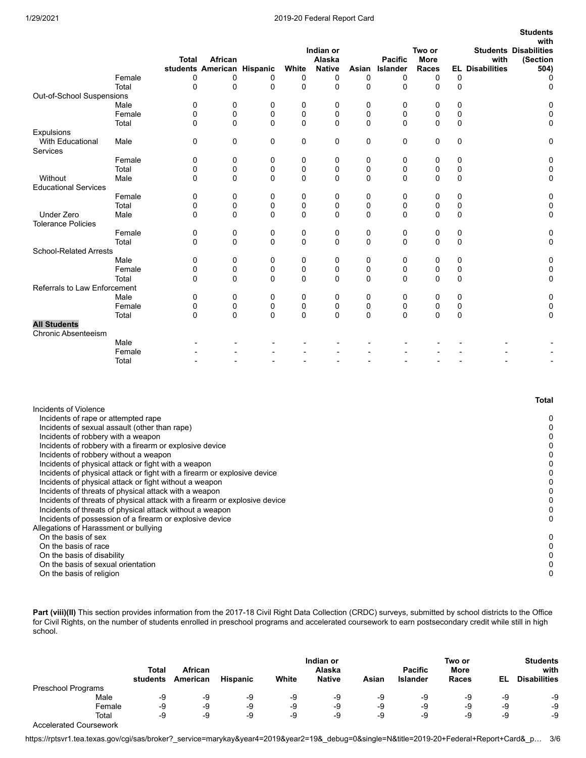| | | Total students | African American | Hispanic | White | Indian or Alaska Native | Asian | Pacific Islander | Two or More Races | EL | Students with Disabilities | Students with Disabilities (Section 504) |
|---|---|---|---|---|---|---|---|---|---|---|---|---|
| | Female | 0 | 0 | 0 | 0 | 0 | 0 | 0 | 0 | 0 | | 0 |
| | Total | 0 | 0 | 0 | 0 | 0 | 0 | 0 | 0 | 0 | | 0 |
| Out-of-School Suspensions | | | | | | | | | | | | |
| | Male | 0 | 0 | 0 | 0 | 0 | 0 | 0 | 0 | 0 | | 0 |
| | Female | 0 | 0 | 0 | 0 | 0 | 0 | 0 | 0 | 0 | | 0 |
| | Total | 0 | 0 | 0 | 0 | 0 | 0 | 0 | 0 | 0 | | 0 |
| Expulsions | | | | | | | | | | | | |
| With Educational Services | Male | 0 | 0 | 0 | 0 | 0 | 0 | 0 | 0 | 0 | | 0 |
| | Female | 0 | 0 | 0 | 0 | 0 | 0 | 0 | 0 | 0 | | 0 |
| | Total | 0 | 0 | 0 | 0 | 0 | 0 | 0 | 0 | 0 | | 0 |
| Without Educational Services | Male | 0 | 0 | 0 | 0 | 0 | 0 | 0 | 0 | 0 | | 0 |
| | Female | 0 | 0 | 0 | 0 | 0 | 0 | 0 | 0 | 0 | | 0 |
| | Total | 0 | 0 | 0 | 0 | 0 | 0 | 0 | 0 | 0 | | 0 |
| Under Zero Tolerance Policies | Male | 0 | 0 | 0 | 0 | 0 | 0 | 0 | 0 | 0 | | 0 |
| | Female | 0 | 0 | 0 | 0 | 0 | 0 | 0 | 0 | 0 | | 0 |
| | Total | 0 | 0 | 0 | 0 | 0 | 0 | 0 | 0 | 0 | | 0 |
| School-Related Arrests | | | | | | | | | | | | |
| | Male | 0 | 0 | 0 | 0 | 0 | 0 | 0 | 0 | 0 | | 0 |
| | Female | 0 | 0 | 0 | 0 | 0 | 0 | 0 | 0 | 0 | | 0 |
| | Total | 0 | 0 | 0 | 0 | 0 | 0 | 0 | 0 | 0 | | 0 |
| Referrals to Law Enforcement | | | | | | | | | | | | |
| | Male | 0 | 0 | 0 | 0 | 0 | 0 | 0 | 0 | 0 | | 0 |
| | Female | 0 | 0 | 0 | 0 | 0 | 0 | 0 | 0 | 0 | | 0 |
| | Total | 0 | 0 | 0 | 0 | 0 | 0 | 0 | 0 | 0 | | 0 |
| **All Students** | | | | | | | | | | | | |
| Chronic Absenteeism | | | | | | | | | | | | |
| | Male | - | - | - | - | - | - | - | - | - | - | - |
| | Female | - | - | - | - | - | - | - | - | - | - | - |
| | Total | - | - | - | - | - | - | - | - | - | - | - |

| | Total |
|---|---|
| Incidents of Violence | |
| Incidents of rape or attempted rape | 0 |
| Incidents of sexual assault (other than rape) | 0 |
| Incidents of robbery with a weapon | 0 |
| Incidents of robbery with a firearm or explosive device | 0 |
| Incidents of robbery without a weapon | 0 |
| Incidents of physical attack or fight with a weapon | 0 |
| Incidents of physical attack or fight with a firearm or explosive device | 0 |
| Incidents of physical attack or fight without a weapon | 0 |
| Incidents of threats of physical attack with a weapon | 0 |
| Incidents of threats of physical attack with a firearm or explosive device | 0 |
| Incidents of threats of physical attack without a weapon | 0 |
| Incidents of possession of a firearm or explosive device | 0 |
| Allegations of Harassment or bullying | |
| On the basis of sex | 0 |
| On the basis of race | 0 |
| On the basis of disability | 0 |
| On the basis of sexual orientation | 0 |
| On the basis of religion | 0 |

**Part (viii)(II)** This section provides information from the 2017-18 Civil Right Data Collection (CRDC) surveys, submitted by school districts to the Office for Civil Rights, on the number of students enrolled in preschool programs and accelerated coursework to earn postsecondary credit while still in high school.

| | Total students | African American | Hispanic | White | Indian or Alaska Native | Asian | Pacific Islander | Two or More Races | EL | Students with Disabilities |
|---|---|---|---|---|---|---|---|---|---|---|
| Preschool Programs | | | | | | | | | | |
| Male | -9 | -9 | -9 | -9 | -9 | -9 | -9 | -9 | -9 | -9 |
| Female | -9 | -9 | -9 | -9 | -9 | -9 | -9 | -9 | -9 | -9 |
| Total | -9 | -9 | -9 | -9 | -9 | -9 | -9 | -9 | -9 | -9 |
| Accelerated Coursework | | | | | | | | | | |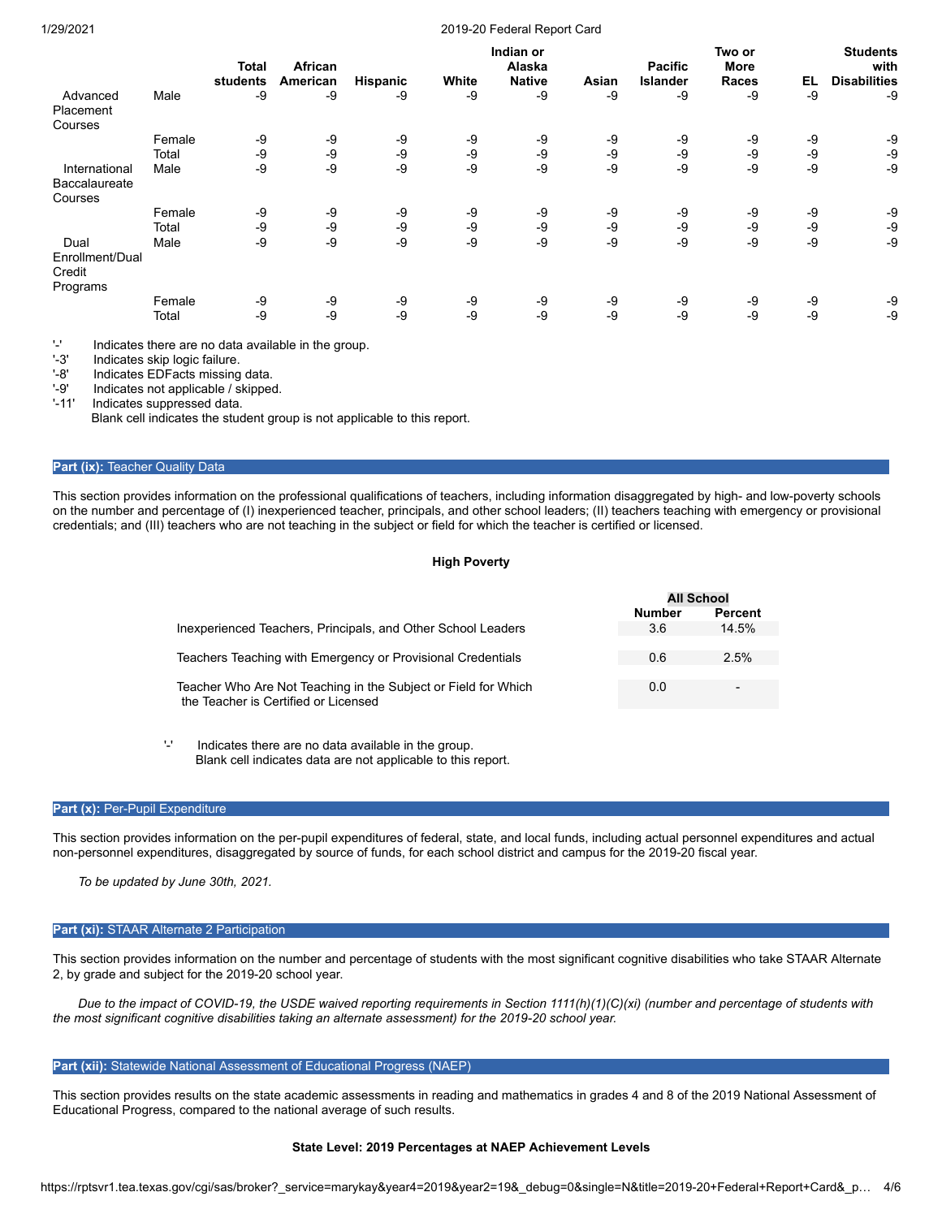| | | Total students | African American | Hispanic | White | Indian or Alaska Native | Asian | Pacific Islander | Two or More Races | EL | Students with Disabilities |
|---|---|---|---|---|---|---|---|---|---|---|---|
| Advanced Placement Courses | Male | -9 | -9 | -9 | -9 | -9 | -9 | -9 | -9 | -9 | -9 |
| | Female | -9 | -9 | -9 | -9 | -9 | -9 | -9 | -9 | -9 | -9 |
| | Total | -9 | -9 | -9 | -9 | -9 | -9 | -9 | -9 | -9 | -9 |
| International Baccalaureate Courses | Male | -9 | -9 | -9 | -9 | -9 | -9 | -9 | -9 | -9 | -9 |
| | Female | -9 | -9 | -9 | -9 | -9 | -9 | -9 | -9 | -9 | -9 |
| | Total | -9 | -9 | -9 | -9 | -9 | -9 | -9 | -9 | -9 | -9 |
| Dual Enrollment/Dual Credit Programs | Male | -9 | -9 | -9 | -9 | -9 | -9 | -9 | -9 | -9 | -9 |
| | Female | -9 | -9 | -9 | -9 | -9 | -9 | -9 | -9 | -9 | -9 |
| | Total | -9 | -9 | -9 | -9 | -9 | -9 | -9 | -9 | -9 | -9 |

'-' Indicates there are no data available in the group.
'-3' Indicates skip logic failure.
'-8' Indicates EDFacts missing data.
'-9' Indicates not applicable / skipped.
'-11' Indicates suppressed data.
Blank cell indicates the student group is not applicable to this report.

## Part (ix): Teacher Quality Data

This section provides information on the professional qualifications of teachers, including information disaggregated by high- and low-poverty schools on the number and percentage of (I) inexperienced teacher, principals, and other school leaders; (II) teachers teaching with emergency or provisional credentials; and (III) teachers who are not teaching in the subject or field for which the teacher is certified or licensed.

**High Poverty**

| | All School | |
|---|---|---|
| | Number | Percent |
| Inexperienced Teachers, Principals, and Other School Leaders | 3.6 | 14.5% |
| Teachers Teaching with Emergency or Provisional Credentials | 0.6 | 2.5% |
| Teacher Who Are Not Teaching in the Subject or Field for Which the Teacher is Certified or Licensed | 0.0 | - |

'-' Indicates there are no data available in the group.
Blank cell indicates data are not applicable to this report.

## Part (x): Per-Pupil Expenditure

This section provides information on the per-pupil expenditures of federal, state, and local funds, including actual personnel expenditures and actual non-personnel expenditures, disaggregated by source of funds, for each school district and campus for the 2019-20 fiscal year.

*To be updated by June 30th, 2021.*

## Part (xi): STAAR Alternate 2 Participation

This section provides information on the number and percentage of students with the most significant cognitive disabilities who take STAAR Alternate 2, by grade and subject for the 2019-20 school year.

*Due to the impact of COVID-19, the USDE waived reporting requirements in Section 1111(h)(1)(C)(xi) (number and percentage of students with the most significant cognitive disabilities taking an alternate assessment) for the 2019-20 school year.*

## Part (xii): Statewide National Assessment of Educational Progress (NAEP)

This section provides results on the state academic assessments in reading and mathematics in grades 4 and 8 of the 2019 National Assessment of Educational Progress, compared to the national average of such results.

**State Level: 2019 Percentages at NAEP Achievement Levels**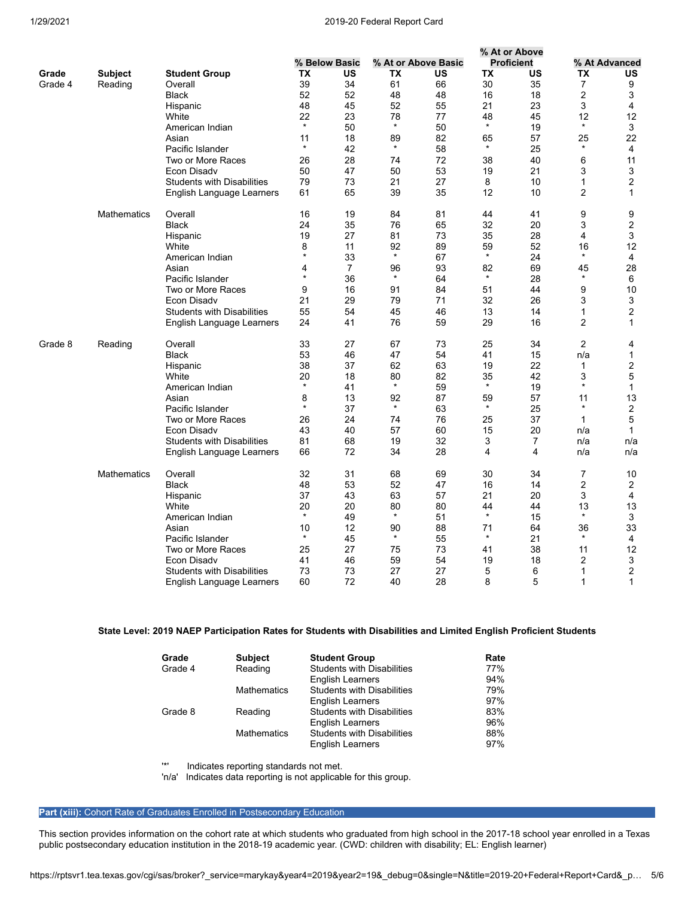| Grade | Subject | Student Group | % Below Basic | | % At or Above Basic | | % At or Above Proficient | | % At Advanced | |
|---|---|---|---|---|---|---|---|---|---|---|
| | | | TX | US | TX | US | TX | US | TX | US |
| Grade 4 | Reading | Overall | 39 | 34 | 61 | 66 | 30 | 35 | 7 | 9 |
| | | Black | 52 | 52 | 48 | 48 | 16 | 18 | 2 | 3 |
| | | Hispanic | 48 | 45 | 52 | 55 | 21 | 23 | 3 | 4 |
| | | White | 22 | 23 | 78 | 77 | 48 | 45 | 12 | 12 |
| | | American Indian | * | 50 | * | 50 | * | 19 | * | 3 |
| | | Asian | 11 | 18 | 89 | 82 | 65 | 57 | 25 | 22 |
| | | Pacific Islander | * | 42 | * | 58 | * | 25 | * | 4 |
| | | Two or More Races | 26 | 28 | 74 | 72 | 38 | 40 | 6 | 11 |
| | | Econ Disadv | 50 | 47 | 50 | 53 | 19 | 21 | 3 | 3 |
| | | Students with Disabilities | 79 | 73 | 21 | 27 | 8 | 10 | 1 | 2 |
| | | English Language Learners | 61 | 65 | 39 | 35 | 12 | 10 | 2 | 1 |
| | Mathematics | Overall | 16 | 19 | 84 | 81 | 44 | 41 | 9 | 9 |
| | | Black | 24 | 35 | 76 | 65 | 32 | 20 | 3 | 2 |
| | | Hispanic | 19 | 27 | 81 | 73 | 35 | 28 | 4 | 3 |
| | | White | 8 | 11 | 92 | 89 | 59 | 52 | 16 | 12 |
| | | American Indian | * | 33 | * | 67 | * | 24 | * | 4 |
| | | Asian | 4 | 7 | 96 | 93 | 82 | 69 | 45 | 28 |
| | | Pacific Islander | * | 36 | * | 64 | * | 28 | * | 6 |
| | | Two or More Races | 9 | 16 | 91 | 84 | 51 | 44 | 9 | 10 |
| | | Econ Disadv | 21 | 29 | 79 | 71 | 32 | 26 | 3 | 3 |
| | | Students with Disabilities | 55 | 54 | 45 | 46 | 13 | 14 | 1 | 2 |
| | | English Language Learners | 24 | 41 | 76 | 59 | 29 | 16 | 2 | 1 |
| Grade 8 | Reading | Overall | 33 | 27 | 67 | 73 | 25 | 34 | 2 | 4 |
| | | Black | 53 | 46 | 47 | 54 | 41 | 15 | n/a | 1 |
| | | Hispanic | 38 | 37 | 62 | 63 | 19 | 22 | 1 | 2 |
| | | White | 20 | 18 | 80 | 82 | 35 | 42 | 3 | 5 |
| | | American Indian | * | 41 | * | 59 | * | 19 | * | 1 |
| | | Asian | 8 | 13 | 92 | 87 | 59 | 57 | 11 | 13 |
| | | Pacific Islander | * | 37 | * | 63 | * | 25 | * | 2 |
| | | Two or More Races | 26 | 24 | 74 | 76 | 25 | 37 | 1 | 5 |
| | | Econ Disadv | 43 | 40 | 57 | 60 | 15 | 20 | n/a | 1 |
| | | Students with Disabilities | 81 | 68 | 19 | 32 | 3 | 7 | n/a | n/a |
| | | English Language Learners | 66 | 72 | 34 | 28 | 4 | 4 | n/a | n/a |
| | Mathematics | Overall | 32 | 31 | 68 | 69 | 30 | 34 | 7 | 10 |
| | | Black | 48 | 53 | 52 | 47 | 16 | 14 | 2 | 2 |
| | | Hispanic | 37 | 43 | 63 | 57 | 21 | 20 | 3 | 4 |
| | | White | 20 | 20 | 80 | 80 | 44 | 44 | 13 | 13 |
| | | American Indian | * | 49 | * | 51 | * | 15 | * | 3 |
| | | Asian | 10 | 12 | 90 | 88 | 71 | 64 | 36 | 33 |
| | | Pacific Islander | * | 45 | * | 55 | * | 21 | * | 4 |
| | | Two or More Races | 25 | 27 | 75 | 73 | 41 | 38 | 11 | 12 |
| | | Econ Disadv | 41 | 46 | 59 | 54 | 19 | 18 | 2 | 3 |
| | | Students with Disabilities | 73 | 73 | 27 | 27 | 5 | 6 | 1 | 2 |
| | | English Language Learners | 60 | 72 | 40 | 28 | 8 | 5 | 1 | 1 |

**State Level: 2019 NAEP Participation Rates for Students with Disabilities and Limited English Proficient Students**

| Grade | Subject | Student Group | Rate |
|---|---|---|---|
| Grade 4 | Reading | Students with Disabilities | 77% |
| | | English Learners | 94% |
| | Mathematics | Students with Disabilities | 79% |
| | | English Learners | 97% |
| Grade 8 | Reading | Students with Disabilities | 83% |
| | | English Learners | 96% |
| | Mathematics | Students with Disabilities | 88% |
| | | English Learners | 97% |

'*' Indicates reporting standards not met.
'n/a' Indicates data reporting is not applicable for this group.

## Part (xiii): Cohort Rate of Graduates Enrolled in Postsecondary Education

This section provides information on the cohort rate at which students who graduated from high school in the 2017-18 school year enrolled in a Texas public postsecondary education institution in the 2018-19 academic year. (CWD: children with disability; EL: English learner)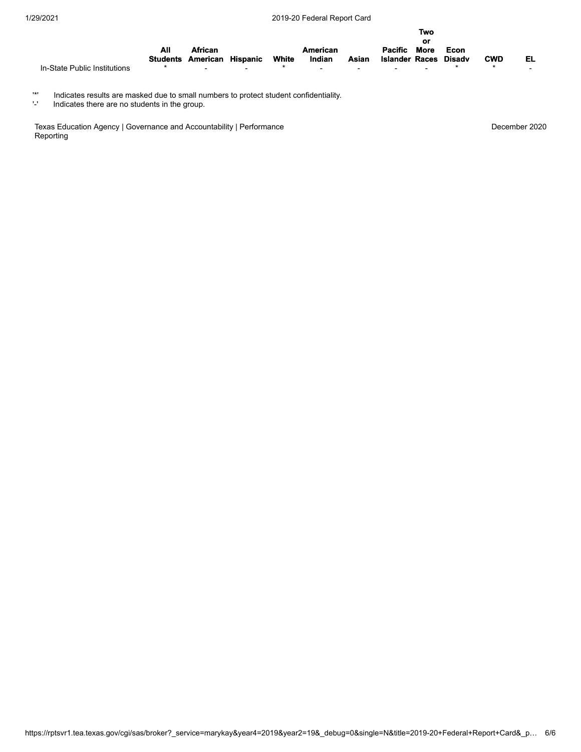| | All Students | African American | Hispanic | White | American Indian | Asian | Pacific Islander | Two or More Races | Econ Disadv | CWD | EL |
|---|---|---|---|---|---|---|---|---|---|---|---|
| In-State Public Institutions | * | - | - | * | - | - | - | - | * | * | - |

'*' Indicates results are masked due to small numbers to protect student confidentiality.
'-' Indicates there are no students in the group.

Texas Education Agency | Governance and Accountability | Performance Reporting

December 2020